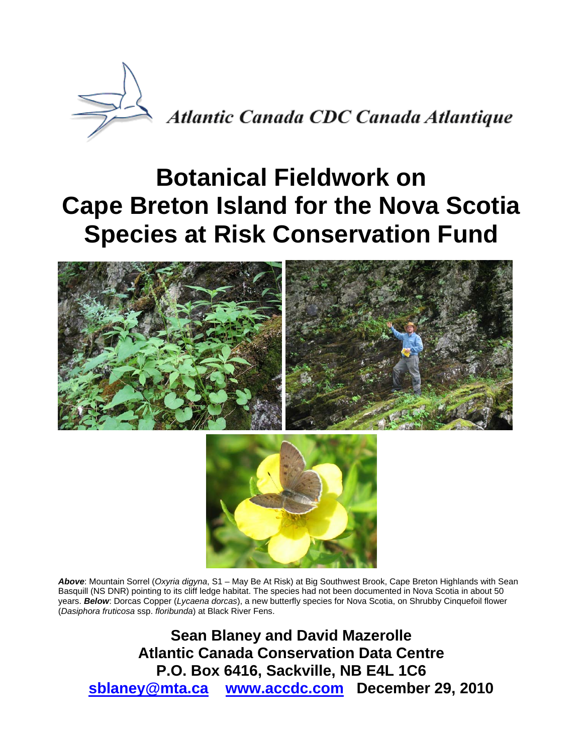Atlantic Canada CDC Canada Atlantique

# Botanical Fieldwork on Cape Breton Island for the Nova Scotia Species at Risk Conservation Fund

***Above***: Mountain Sorrel (*Oxyria digyna*, S1 – May Be At Risk) at Big Southwest Brook, Cape Breton Highlands with Sean Basquill (NS DNR) pointing to its cliff ledge habitat. The species had not been documented in Nova Scotia in about 50 years. ***Below***: Dorcas Copper (*Lycaena dorcas*), a new butterfly species for Nova Scotia, on Shrubby Cinquefoil flower (*Dasiphora fruticosa* ssp. *floribunda*) at Black River Fens.

**Sean Blaney and David Mazerolle**
**Atlantic Canada Conservation Data Centre**
**P.O. Box 6416, Sackville, NB E4L 1C6**
**[sblaney@mta.ca](mailto:sblaney@mta.ca) [www.accdc.com](http://www.accdc.com) December 29, 2010**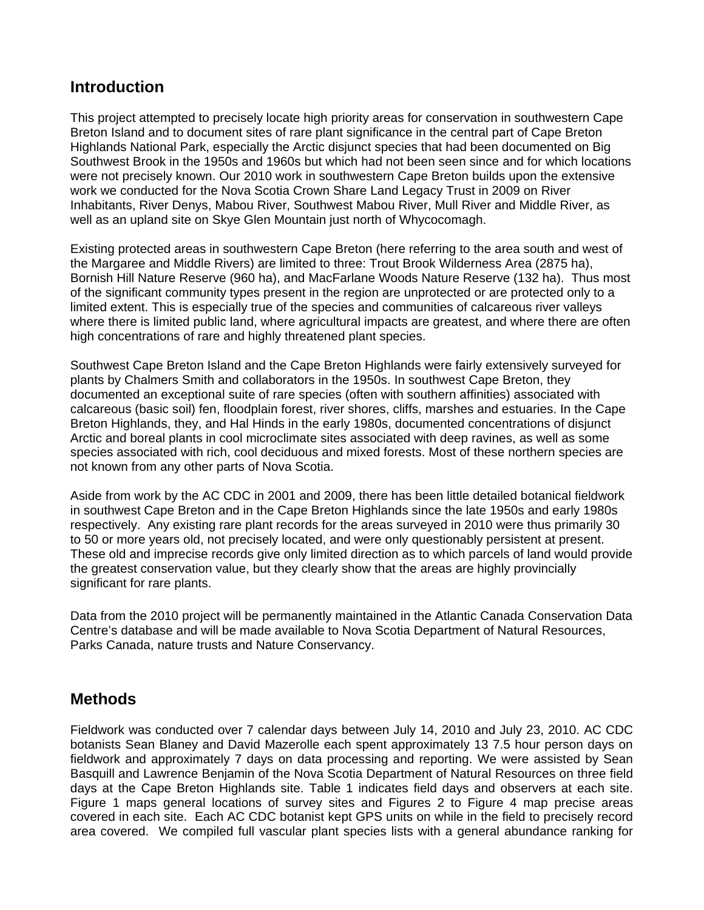## Introduction

This project attempted to precisely locate high priority areas for conservation in southwestern Cape Breton Island and to document sites of rare plant significance in the central part of Cape Breton Highlands National Park, especially the Arctic disjunct species that had been documented on Big Southwest Brook in the 1950s and 1960s but which had not been seen since and for which locations were not precisely known. Our 2010 work in southwestern Cape Breton builds upon the extensive work we conducted for the Nova Scotia Crown Share Land Legacy Trust in 2009 on River Inhabitants, River Denys, Mabou River, Southwest Mabou River, Mull River and Middle River, as well as an upland site on Skye Glen Mountain just north of Whycocomagh.

Existing protected areas in southwestern Cape Breton (here referring to the area south and west of the Margaree and Middle Rivers) are limited to three: Trout Brook Wilderness Area (2875 ha), Bornish Hill Nature Reserve (960 ha), and MacFarlane Woods Nature Reserve (132 ha). Thus most of the significant community types present in the region are unprotected or are protected only to a limited extent. This is especially true of the species and communities of calcareous river valleys where there is limited public land, where agricultural impacts are greatest, and where there are often high concentrations of rare and highly threatened plant species.

Southwest Cape Breton Island and the Cape Breton Highlands were fairly extensively surveyed for plants by Chalmers Smith and collaborators in the 1950s. In southwest Cape Breton, they documented an exceptional suite of rare species (often with southern affinities) associated with calcareous (basic soil) fen, floodplain forest, river shores, cliffs, marshes and estuaries. In the Cape Breton Highlands, they, and Hal Hinds in the early 1980s, documented concentrations of disjunct Arctic and boreal plants in cool microclimate sites associated with deep ravines, as well as some species associated with rich, cool deciduous and mixed forests. Most of these northern species are not known from any other parts of Nova Scotia.

Aside from work by the AC CDC in 2001 and 2009, there has been little detailed botanical fieldwork in southwest Cape Breton and in the Cape Breton Highlands since the late 1950s and early 1980s respectively. Any existing rare plant records for the areas surveyed in 2010 were thus primarily 30 to 50 or more years old, not precisely located, and were only questionably persistent at present. These old and imprecise records give only limited direction as to which parcels of land would provide the greatest conservation value, but they clearly show that the areas are highly provincially significant for rare plants.

Data from the 2010 project will be permanently maintained in the Atlantic Canada Conservation Data Centre's database and will be made available to Nova Scotia Department of Natural Resources, Parks Canada, nature trusts and Nature Conservancy.

## Methods

Fieldwork was conducted over 7 calendar days between July 14, 2010 and July 23, 2010. AC CDC botanists Sean Blaney and David Mazerolle each spent approximately 13 7.5 hour person days on fieldwork and approximately 7 days on data processing and reporting. We were assisted by Sean Basquill and Lawrence Benjamin of the Nova Scotia Department of Natural Resources on three field days at the Cape Breton Highlands site. Table 1 indicates field days and observers at each site. Figure 1 maps general locations of survey sites and Figures 2 to Figure 4 map precise areas covered in each site. Each AC CDC botanist kept GPS units on while in the field to precisely record area covered. We compiled full vascular plant species lists with a general abundance ranking for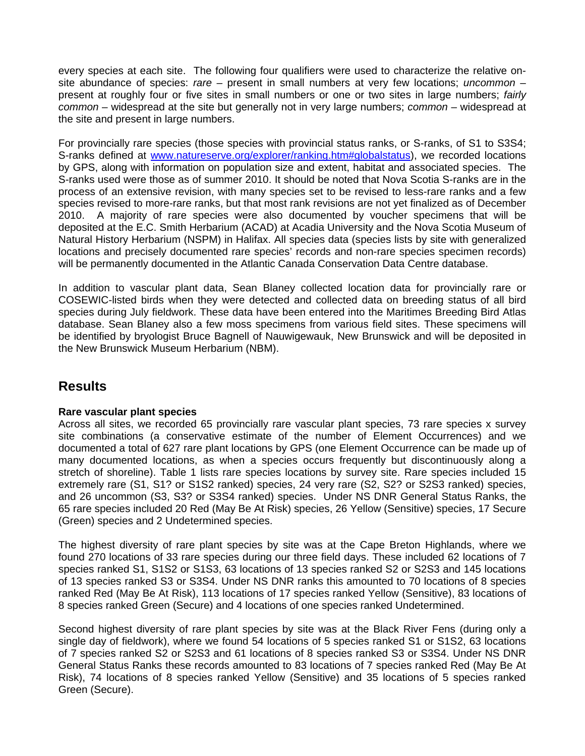every species at each site. The following four qualifiers were used to characterize the relative on-site abundance of species: *rare* – present in small numbers at very few locations; *uncommon* – present at roughly four or five sites in small numbers or one or two sites in large numbers; *fairly common* – widespread at the site but generally not in very large numbers; *common* – widespread at the site and present in large numbers.

For provincially rare species (those species with provincial status ranks, or S-ranks, of S1 to S3S4; S-ranks defined at www.natureserve.org/explorer/ranking.htm#globalstatus), we recorded locations by GPS, along with information on population size and extent, habitat and associated species. The S-ranks used were those as of summer 2010. It should be noted that Nova Scotia S-ranks are in the process of an extensive revision, with many species set to be revised to less-rare ranks and a few species revised to more-rare ranks, but that most rank revisions are not yet finalized as of December 2010. A majority of rare species were also documented by voucher specimens that will be deposited at the E.C. Smith Herbarium (ACAD) at Acadia University and the Nova Scotia Museum of Natural History Herbarium (NSPM) in Halifax. All species data (species lists by site with generalized locations and precisely documented rare species' records and non-rare species specimen records) will be permanently documented in the Atlantic Canada Conservation Data Centre database.

In addition to vascular plant data, Sean Blaney collected location data for provincially rare or COSEWIC-listed birds when they were detected and collected data on breeding status of all bird species during July fieldwork. These data have been entered into the Maritimes Breeding Bird Atlas database. Sean Blaney also a few moss specimens from various field sites. These specimens will be identified by bryologist Bruce Bagnell of Nauwigewauk, New Brunswick and will be deposited in the New Brunswick Museum Herbarium (NBM).

## Results

**Rare vascular plant species**

Across all sites, we recorded 65 provincially rare vascular plant species, 73 rare species x survey site combinations (a conservative estimate of the number of Element Occurrences) and we documented a total of 627 rare plant locations by GPS (one Element Occurrence can be made up of many documented locations, as when a species occurs frequently but discontinuously along a stretch of shoreline). Table 1 lists rare species locations by survey site. Rare species included 15 extremely rare (S1, S1? or S1S2 ranked) species, 24 very rare (S2, S2? or S2S3 ranked) species, and 26 uncommon (S3, S3? or S3S4 ranked) species. Under NS DNR General Status Ranks, the 65 rare species included 20 Red (May Be At Risk) species, 26 Yellow (Sensitive) species, 17 Secure (Green) species and 2 Undetermined species.

The highest diversity of rare plant species by site was at the Cape Breton Highlands, where we found 270 locations of 33 rare species during our three field days. These included 62 locations of 7 species ranked S1, S1S2 or S1S3, 63 locations of 13 species ranked S2 or S2S3 and 145 locations of 13 species ranked S3 or S3S4. Under NS DNR ranks this amounted to 70 locations of 8 species ranked Red (May Be At Risk), 113 locations of 17 species ranked Yellow (Sensitive), 83 locations of 8 species ranked Green (Secure) and 4 locations of one species ranked Undetermined.

Second highest diversity of rare plant species by site was at the Black River Fens (during only a single day of fieldwork), where we found 54 locations of 5 species ranked S1 or S1S2, 63 locations of 7 species ranked S2 or S2S3 and 61 locations of 8 species ranked S3 or S3S4. Under NS DNR General Status Ranks these records amounted to 83 locations of 7 species ranked Red (May Be At Risk), 74 locations of 8 species ranked Yellow (Sensitive) and 35 locations of 5 species ranked Green (Secure).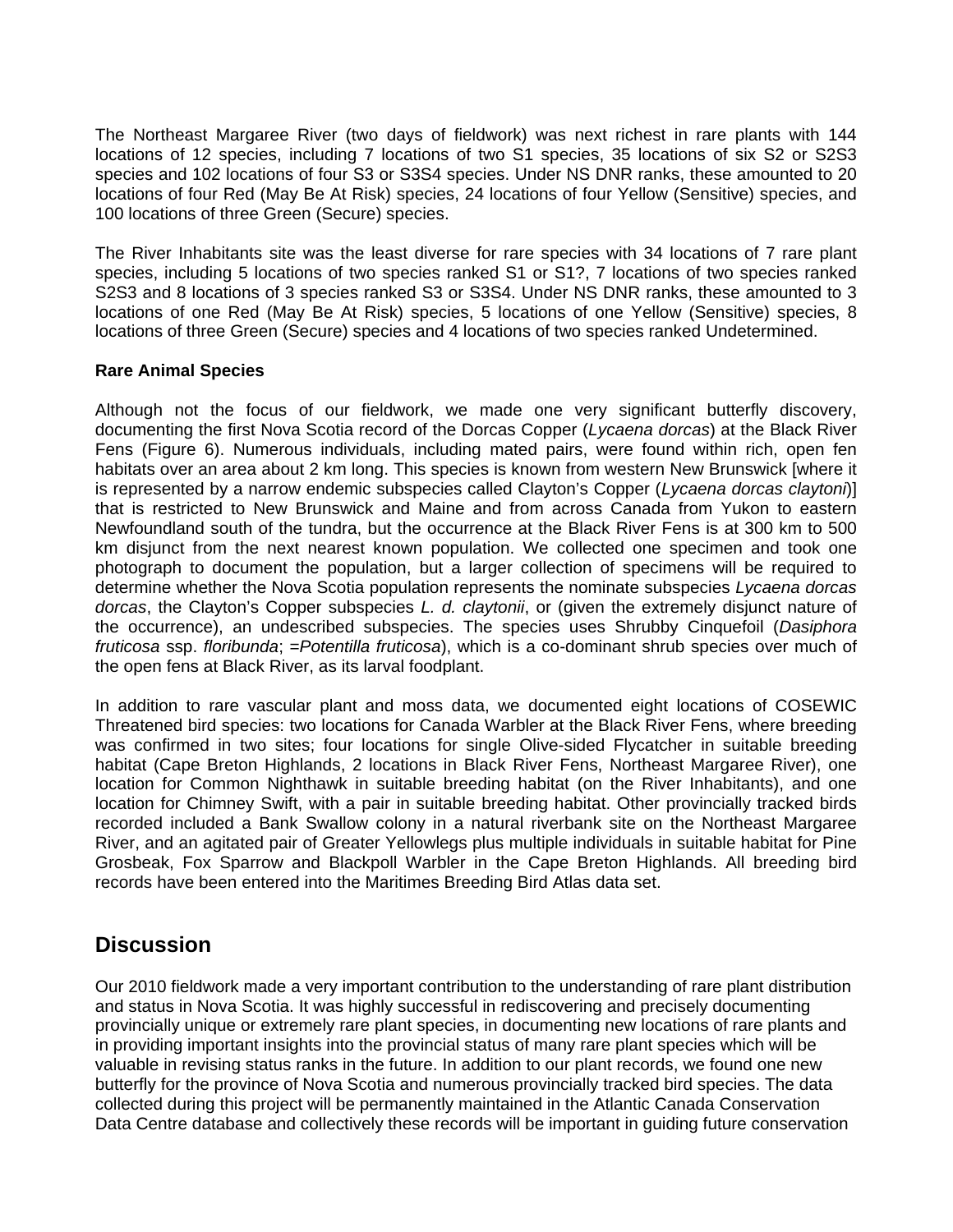The Northeast Margaree River (two days of fieldwork) was next richest in rare plants with 144 locations of 12 species, including 7 locations of two S1 species, 35 locations of six S2 or S2S3 species and 102 locations of four S3 or S3S4 species. Under NS DNR ranks, these amounted to 20 locations of four Red (May Be At Risk) species, 24 locations of four Yellow (Sensitive) species, and 100 locations of three Green (Secure) species.

The River Inhabitants site was the least diverse for rare species with 34 locations of 7 rare plant species, including 5 locations of two species ranked S1 or S1?, 7 locations of two species ranked S2S3 and 8 locations of 3 species ranked S3 or S3S4. Under NS DNR ranks, these amounted to 3 locations of one Red (May Be At Risk) species, 5 locations of one Yellow (Sensitive) species, 8 locations of three Green (Secure) species and 4 locations of two species ranked Undetermined.

### Rare Animal Species

Although not the focus of our fieldwork, we made one very significant butterfly discovery, documenting the first Nova Scotia record of the Dorcas Copper (*Lycaena dorcas*) at the Black River Fens (Figure 6). Numerous individuals, including mated pairs, were found within rich, open fen habitats over an area about 2 km long. This species is known from western New Brunswick [where it is represented by a narrow endemic subspecies called Clayton's Copper (*Lycaena dorcas claytoni*)] that is restricted to New Brunswick and Maine and from across Canada from Yukon to eastern Newfoundland south of the tundra, but the occurrence at the Black River Fens is at 300 km to 500 km disjunct from the next nearest known population. We collected one specimen and took one photograph to document the population, but a larger collection of specimens will be required to determine whether the Nova Scotia population represents the nominate subspecies *Lycaena dorcas dorcas*, the Clayton's Copper subspecies *L. d. claytonii*, or (given the extremely disjunct nature of the occurrence), an undescribed subspecies. The species uses Shrubby Cinquefoil (*Dasiphora fruticosa* ssp. *floribunda*; =*Potentilla fruticosa*), which is a co-dominant shrub species over much of the open fens at Black River, as its larval foodplant.

In addition to rare vascular plant and moss data, we documented eight locations of COSEWIC Threatened bird species: two locations for Canada Warbler at the Black River Fens, where breeding was confirmed in two sites; four locations for single Olive-sided Flycatcher in suitable breeding habitat (Cape Breton Highlands, 2 locations in Black River Fens, Northeast Margaree River), one location for Common Nighthawk in suitable breeding habitat (on the River Inhabitants), and one location for Chimney Swift, with a pair in suitable breeding habitat. Other provincially tracked birds recorded included a Bank Swallow colony in a natural riverbank site on the Northeast Margaree River, and an agitated pair of Greater Yellowlegs plus multiple individuals in suitable habitat for Pine Grosbeak, Fox Sparrow and Blackpoll Warbler in the Cape Breton Highlands. All breeding bird records have been entered into the Maritimes Breeding Bird Atlas data set.

## Discussion

Our 2010 fieldwork made a very important contribution to the understanding of rare plant distribution and status in Nova Scotia. It was highly successful in rediscovering and precisely documenting provincially unique or extremely rare plant species, in documenting new locations of rare plants and in providing important insights into the provincial status of many rare plant species which will be valuable in revising status ranks in the future. In addition to our plant records, we found one new butterfly for the province of Nova Scotia and numerous provincially tracked bird species. The data collected during this project will be permanently maintained in the Atlantic Canada Conservation Data Centre database and collectively these records will be important in guiding future conservation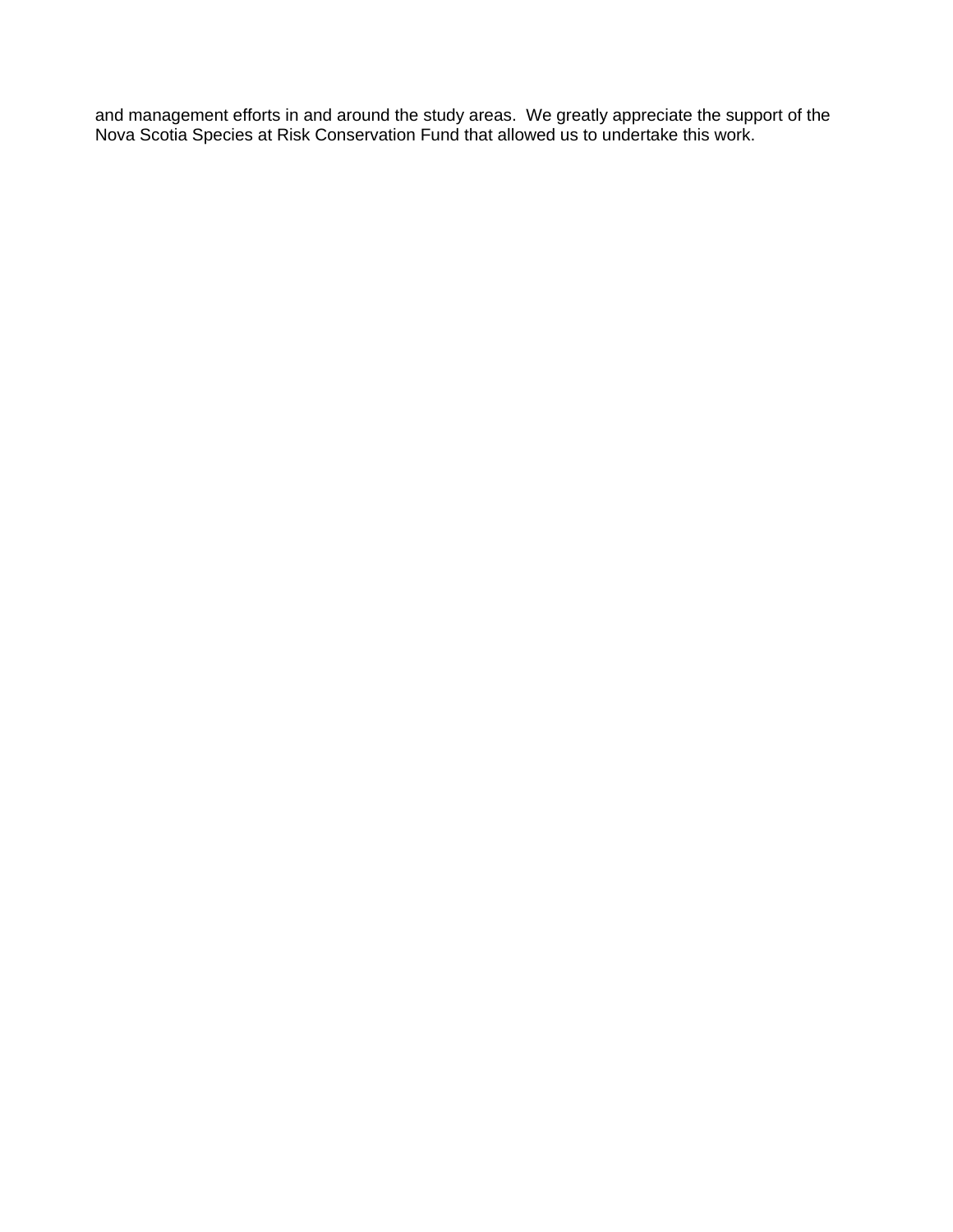and management efforts in and around the study areas. We greatly appreciate the support of the Nova Scotia Species at Risk Conservation Fund that allowed us to undertake this work.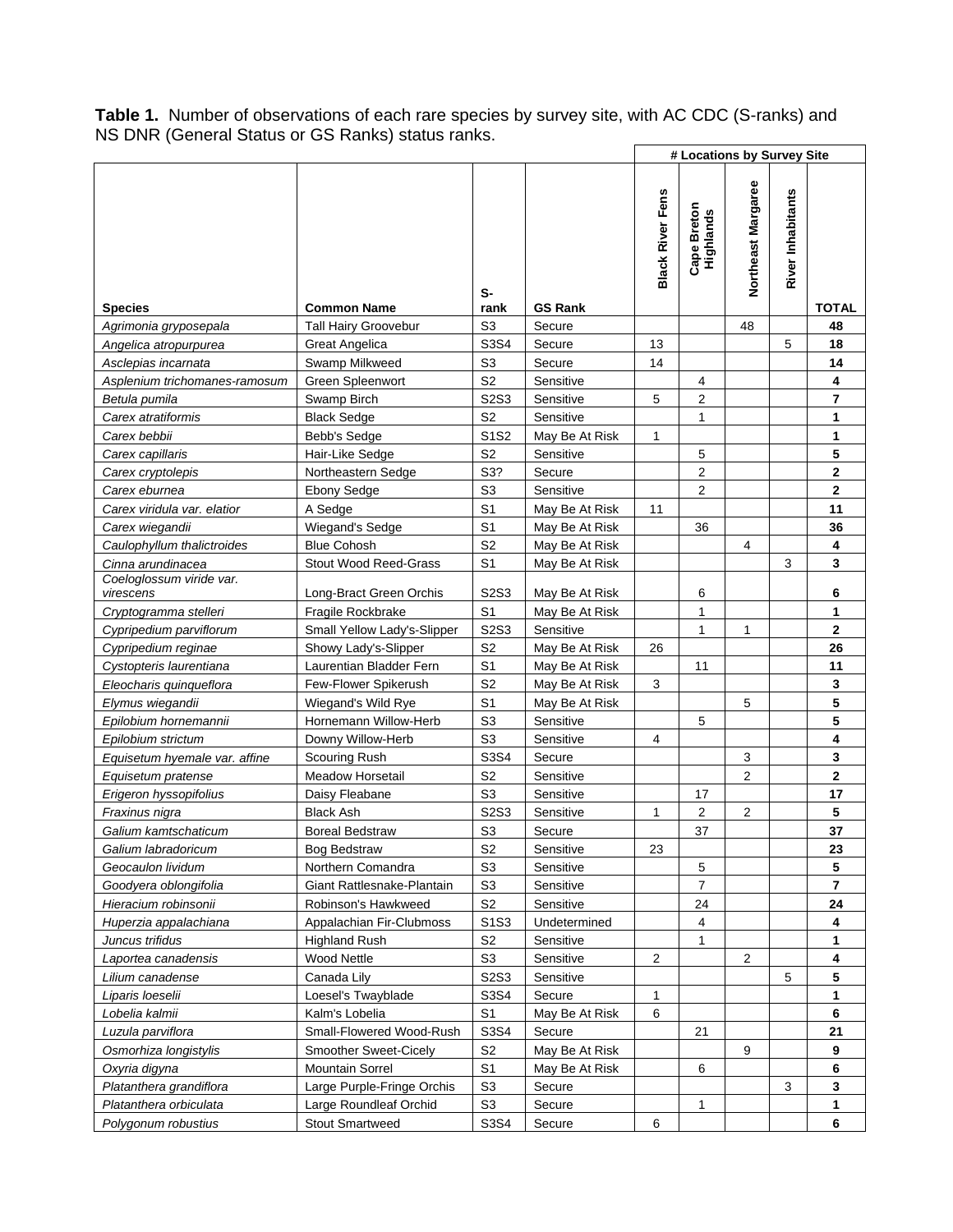**Table 1.** Number of observations of each rare species by survey site, with AC CDC (S-ranks) and NS DNR (General Status or GS Ranks) status ranks.

| | | | | # Locations by Survey Site | | | | |
|---|---|---|---|---|---|---|---|---|
| **Species** | **Common Name** | **S-rank** | **GS Rank** | **Black River Fens** | **Cape Breton Highlands** | **Northeast Margaree** | **River Inhabitants** | **TOTAL** |
| *Agrimonia gryposepala* | Tall Hairy Groovebur | S3 | Secure | | | 48 | | **48** |
| *Angelica atropurpurea* | Great Angelica | S3S4 | Secure | 13 | | | 5 | **18** |
| *Asclepias incarnata* | Swamp Milkweed | S3 | Secure | 14 | | | | **14** |
| *Asplenium trichomanes-ramosum* | Green Spleenwort | S2 | Sensitive | | 4 | | | **4** |
| *Betula pumila* | Swamp Birch | S2S3 | Sensitive | 5 | 2 | | | **7** |
| *Carex atratiformis* | Black Sedge | S2 | Sensitive | | 1 | | | **1** |
| *Carex bebbii* | Bebb's Sedge | S1S2 | May Be At Risk | 1 | | | | **1** |
| *Carex capillaris* | Hair-Like Sedge | S2 | Sensitive | | 5 | | | **5** |
| *Carex cryptolepis* | Northeastern Sedge | S3? | Secure | | 2 | | | **2** |
| *Carex eburnea* | Ebony Sedge | S3 | Sensitive | | 2 | | | **2** |
| *Carex viridula var. elatior* | A Sedge | S1 | May Be At Risk | 11 | | | | **11** |
| *Carex wiegandii* | Wiegand's Sedge | S1 | May Be At Risk | | 36 | | | **36** |
| *Caulophyllum thalictroides* | Blue Cohosh | S2 | May Be At Risk | | | 4 | | **4** |
| *Cinna arundinacea* | Stout Wood Reed-Grass | S1 | May Be At Risk | | | | 3 | **3** |
| *Coeloglossum viride var. virescens* | Long-Bract Green Orchis | S2S3 | May Be At Risk | | 6 | | | **6** |
| *Cryptogramma stelleri* | Fragile Rockbrake | S1 | May Be At Risk | | 1 | | | **1** |
| *Cypripedium parviflorum* | Small Yellow Lady's-Slipper | S2S3 | Sensitive | | 1 | 1 | | **2** |
| *Cypripedium reginae* | Showy Lady's-Slipper | S2 | May Be At Risk | 26 | | | | **26** |
| *Cystopteris laurentiana* | Laurentian Bladder Fern | S1 | May Be At Risk | | 11 | | | **11** |
| *Eleocharis quinqueflora* | Few-Flower Spikerush | S2 | May Be At Risk | 3 | | | | **3** |
| *Elymus wiegandii* | Wiegand's Wild Rye | S1 | May Be At Risk | | | 5 | | **5** |
| *Epilobium hornemannii* | Hornemann Willow-Herb | S3 | Sensitive | | 5 | | | **5** |
| *Epilobium strictum* | Downy Willow-Herb | S3 | Sensitive | 4 | | | | **4** |
| *Equisetum hyemale var. affine* | Scouring Rush | S3S4 | Secure | | | 3 | | **3** |
| *Equisetum pratense* | Meadow Horsetail | S2 | Sensitive | | | 2 | | **2** |
| *Erigeron hyssopifolius* | Daisy Fleabane | S3 | Sensitive | | 17 | | | **17** |
| *Fraxinus nigra* | Black Ash | S2S3 | Sensitive | 1 | 2 | 2 | | **5** |
| *Galium kamtschaticum* | Boreal Bedstraw | S3 | Secure | | 37 | | | **37** |
| *Galium labradoricum* | Bog Bedstraw | S2 | Sensitive | 23 | | | | **23** |
| *Geocaulon lividum* | Northern Comandra | S3 | Sensitive | | 5 | | | **5** |
| *Goodyera oblongifolia* | Giant Rattlesnake-Plantain | S3 | Sensitive | | 7 | | | **7** |
| *Hieracium robinsonii* | Robinson's Hawkweed | S2 | Sensitive | | 24 | | | **24** |
| *Huperzia appalachiana* | Appalachian Fir-Clubmoss | S1S3 | Undetermined | | 4 | | | **4** |
| *Juncus trifidus* | Highland Rush | S2 | Sensitive | | 1 | | | **1** |
| *Laportea canadensis* | Wood Nettle | S3 | Sensitive | 2 | | 2 | | **4** |
| *Lilium canadense* | Canada Lily | S2S3 | Sensitive | | | | 5 | **5** |
| *Liparis loeselii* | Loesel's Twayblade | S3S4 | Secure | 1 | | | | **1** |
| *Lobelia kalmii* | Kalm's Lobelia | S1 | May Be At Risk | 6 | | | | **6** |
| *Luzula parviflora* | Small-Flowered Wood-Rush | S3S4 | Secure | | 21 | | | **21** |
| *Osmorhiza longistylis* | Smoother Sweet-Cicely | S2 | May Be At Risk | | | 9 | | **9** |
| *Oxyria digyna* | Mountain Sorrel | S1 | May Be At Risk | | 6 | | | **6** |
| *Platanthera grandiflora* | Large Purple-Fringe Orchis | S3 | Secure | | | | 3 | **3** |
| *Platanthera orbiculata* | Large Roundleaf Orchid | S3 | Secure | | 1 | | | **1** |
| *Polygonum robustius* | Stout Smartweed | S3S4 | Secure | 6 | | | | **6** |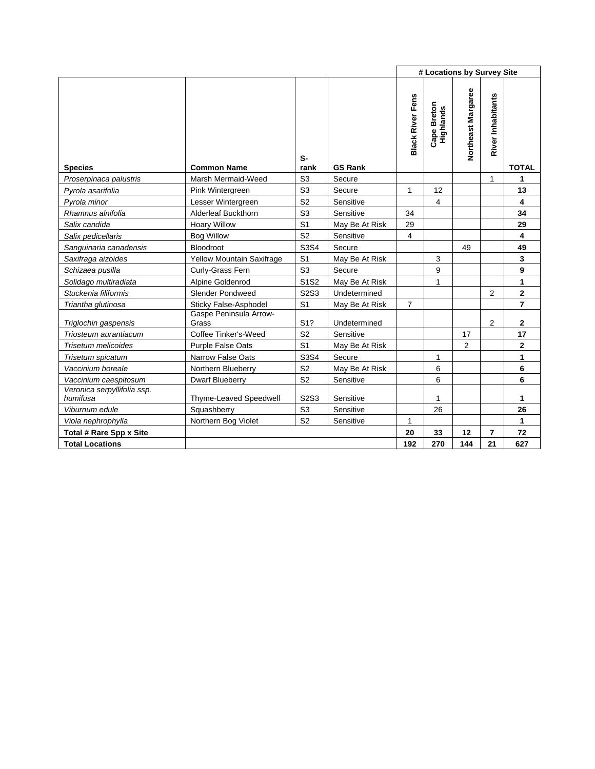| Species | Common Name | S-rank | GS Rank | # Locations by Survey Site | | | | |
|---|---|---|---|---|---|---|---|---|
| | | | | Black River Fens | Cape Breton Highlands | Northeast Margaree | River Inhabitants | TOTAL |
| *Proserpinaca palustris* | Marsh Mermaid-Weed | S3 | Secure | | | | 1 | **1** |
| *Pyrola asarifolia* | Pink Wintergreen | S3 | Secure | 1 | 12 | | | **13** |
| *Pyrola minor* | Lesser Wintergreen | S2 | Sensitive | | 4 | | | **4** |
| *Rhamnus alnifolia* | Alderleaf Buckthorn | S3 | Sensitive | 34 | | | | **34** |
| *Salix candida* | Hoary Willow | S1 | May Be At Risk | 29 | | | | **29** |
| *Salix pedicellaris* | Bog Willow | S2 | Sensitive | 4 | | | | **4** |
| *Sanguinaria canadensis* | Bloodroot | S3S4 | Secure | | | 49 | | **49** |
| *Saxifraga aizoides* | Yellow Mountain Saxifrage | S1 | May Be At Risk | | 3 | | | **3** |
| *Schizaea pusilla* | Curly-Grass Fern | S3 | Secure | | 9 | | | **9** |
| *Solidago multiradiata* | Alpine Goldenrod | S1S2 | May Be At Risk | | 1 | | | **1** |
| *Stuckenia filiformis* | Slender Pondweed | S2S3 | Undetermined | | | | 2 | **2** |
| *Triantha glutinosa* | Sticky False-Asphodel | S1 | May Be At Risk | 7 | | | | **7** |
| *Triglochin gaspensis* | Gaspe Peninsula Arrow-Grass | S1? | Undetermined | | | | 2 | **2** |
| *Triosteum aurantiacum* | Coffee Tinker's-Weed | S2 | Sensitive | | | 17 | | **17** |
| *Trisetum melicoides* | Purple False Oats | S1 | May Be At Risk | | | 2 | | **2** |
| *Trisetum spicatum* | Narrow False Oats | S3S4 | Secure | | 1 | | | **1** |
| *Vaccinium boreale* | Northern Blueberry | S2 | May Be At Risk | | 6 | | | **6** |
| *Vaccinium caespitosum* | Dwarf Blueberry | S2 | Sensitive | | 6 | | | **6** |
| *Veronica serpyllifolia ssp. humifusa* | Thyme-Leaved Speedwell | S2S3 | Sensitive | | 1 | | | **1** |
| *Viburnum edule* | Squashberry | S3 | Sensitive | | 26 | | | **26** |
| *Viola nephrophylla* | Northern Bog Violet | S2 | Sensitive | 1 | | | | **1** |
| **Total # Rare Spp x Site** | | | | **20** | **33** | **12** | **7** | **72** |
| **Total Locations** | | | | **192** | **270** | **144** | **21** | **627** |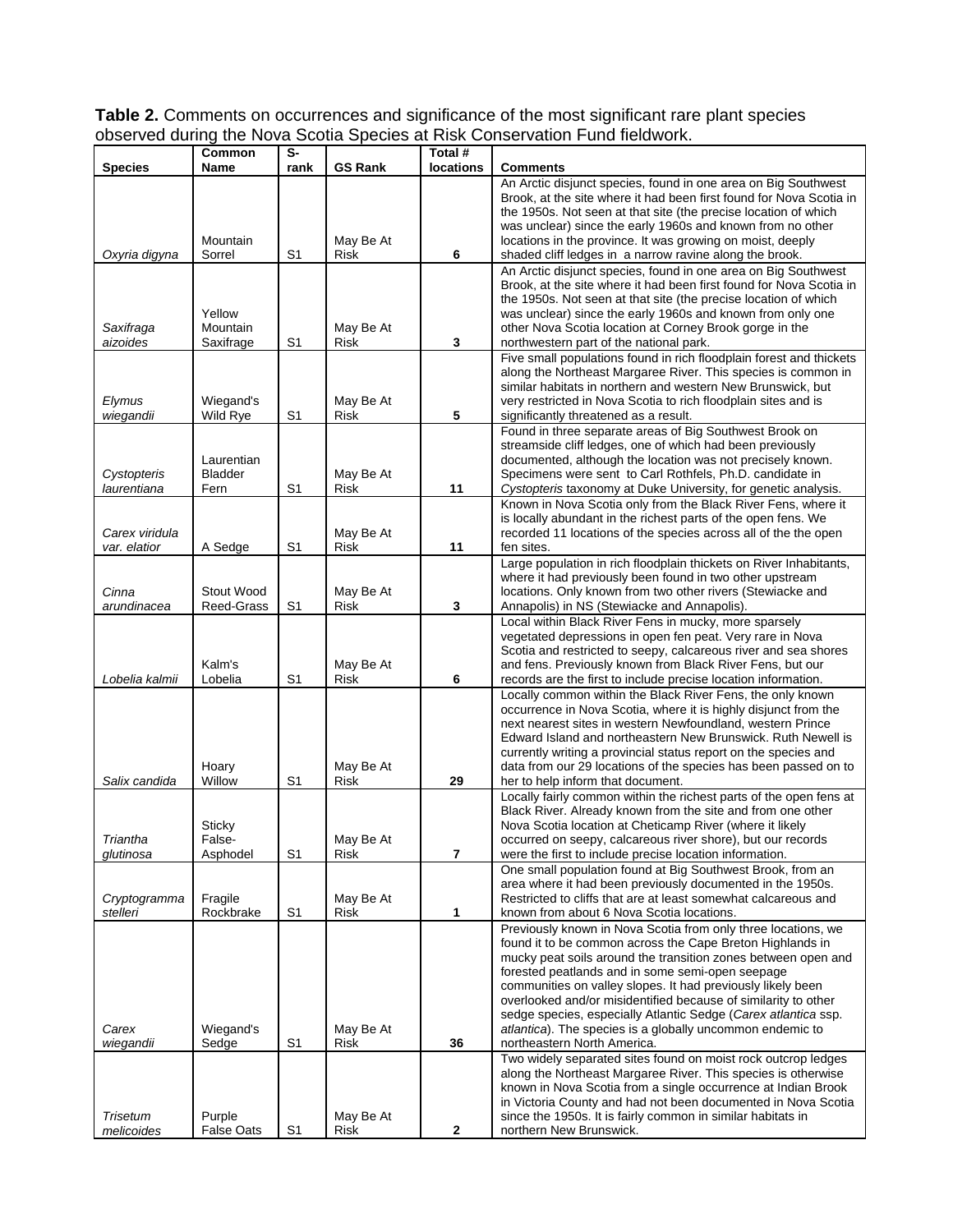**Table 2.** Comments on occurrences and significance of the most significant rare plant species observed during the Nova Scotia Species at Risk Conservation Fund fieldwork.

| Species | Common Name | S-rank | GS Rank | Total # locations | Comments |
|---|---|---|---|---|---|
| *Oxyria digyna* | Mountain Sorrel | S1 | May Be At Risk | 6 | An Arctic disjunct species, found in one area on Big Southwest Brook, at the site where it had been first found for Nova Scotia in the 1950s. Not seen at that site (the precise location of which was unclear) since the early 1960s and known from no other locations in the province. It was growing on moist, deeply shaded cliff ledges in a narrow ravine along the brook. |
| *Saxifraga aizoides* | Yellow Mountain Saxifrage | S1 | May Be At Risk | 3 | An Arctic disjunct species, found in one area on Big Southwest Brook, at the site where it had been first found for Nova Scotia in the 1950s. Not seen at that site (the precise location of which was unclear) since the early 1960s and known from only one other Nova Scotia location at Corney Brook gorge in the northwestern part of the national park. |
| *Elymus wiegandii* | Wiegand's Wild Rye | S1 | May Be At Risk | 5 | Five small populations found in rich floodplain forest and thickets along the Northeast Margaree River. This species is common in similar habitats in northern and western New Brunswick, but very restricted in Nova Scotia to rich floodplain sites and is significantly threatened as a result. |
| *Cystopteris laurentiana* | Laurentian Bladder Fern | S1 | May Be At Risk | 11 | Found in three separate areas of Big Southwest Brook on streamside cliff ledges, one of which had been previously documented, although the location was not precisely known. Specimens were sent to Carl Rothfels, Ph.D. candidate in *Cystopteris* taxonomy at Duke University, for genetic analysis. |
| *Carex viridula var. elatior* | A Sedge | S1 | May Be At Risk | 11 | Known in Nova Scotia only from the Black River Fens, where it is locally abundant in the richest parts of the open fens. We recorded 11 locations of the species across all of the the open fen sites. |
| *Cinna arundinacea* | Stout Wood Reed-Grass | S1 | May Be At Risk | 3 | Large population in rich floodplain thickets on River Inhabitants, where it had previously been found in two other upstream locations. Only known from two other rivers (Stewiacke and Annapolis) in NS (Stewiacke and Annapolis). |
| *Lobelia kalmii* | Kalm's Lobelia | S1 | May Be At Risk | 6 | Local within Black River Fens in mucky, more sparsely vegetated depressions in open fen peat. Very rare in Nova Scotia and restricted to seepy, calcareous river and sea shores and fens. Previously known from Black River Fens, but our records are the first to include precise location information. |
| *Salix candida* | Hoary Willow | S1 | May Be At Risk | 29 | Locally common within the Black River Fens, the only known occurrence in Nova Scotia, where it is highly disjunct from the next nearest sites in western Newfoundland, western Prince Edward Island and northeastern New Brunswick. Ruth Newell is currently writing a provincial status report on the species and data from our 29 locations of the species has been passed on to her to help inform that document. |
| *Triantha glutinosa* | Sticky False-Asphodel | S1 | May Be At Risk | 7 | Locally fairly common within the richest parts of the open fens at Black River. Already known from the site and from one other Nova Scotia location at Cheticamp River (where it likely occurred on seepy, calcareous river shore), but our records were the first to include precise location information. |
| *Cryptogramma stelleri* | Fragile Rockbrake | S1 | May Be At Risk | 1 | One small population found at Big Southwest Brook, from an area where it had been previously documented in the 1950s. Restricted to cliffs that are at least somewhat calcareous and known from about 6 Nova Scotia locations. |
| *Carex wiegandii* | Wiegand's Sedge | S1 | May Be At Risk | 36 | Previously known in Nova Scotia from only three locations, we found it to be common across the Cape Breton Highlands in mucky peat soils around the transition zones between open and forested peatlands and in some semi-open seepage communities on valley slopes. It had previously likely been overlooked and/or misidentified because of similarity to other sedge species, especially Atlantic Sedge (*Carex atlantica* ssp. *atlantica*). The species is a globally uncommon endemic to northeastern North America. |
| *Trisetum melicoides* | Purple False Oats | S1 | May Be At Risk | 2 | Two widely separated sites found on moist rock outcrop ledges along the Northeast Margaree River. This species is otherwise known in Nova Scotia from a single occurrence at Indian Brook in Victoria County and had not been documented in Nova Scotia since the 1950s. It is fairly common in similar habitats in northern New Brunswick. |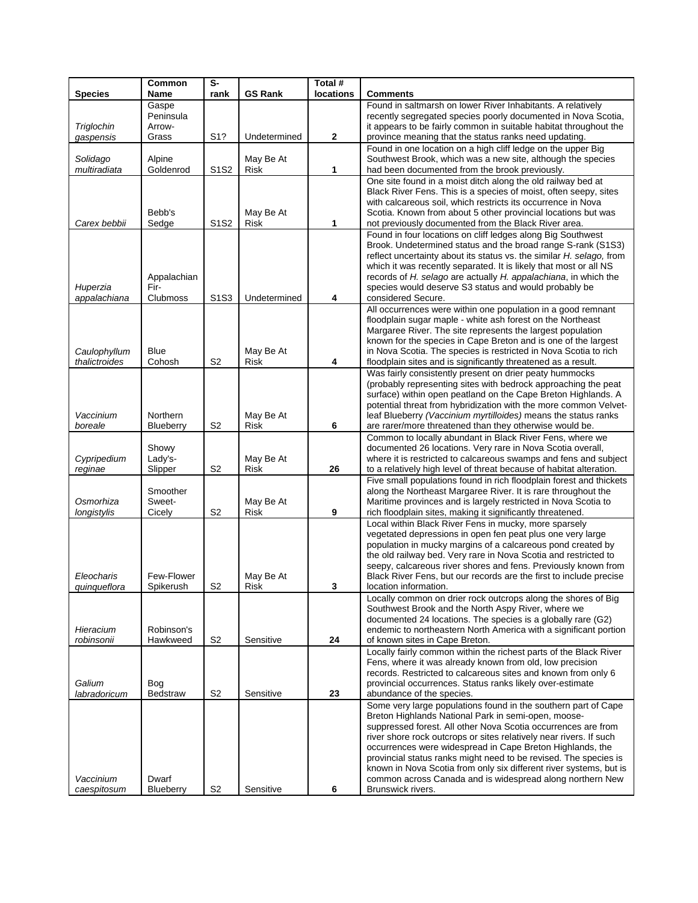| Species | Common Name | S-rank | GS Rank | Total # locations | Comments |
|---|---|---|---|---|---|
| *Triglochin gaspensis* | Gaspe Peninsula Arrow-Grass | S1? | Undetermined | 2 | Found in saltmarsh on lower River Inhabitants. A relatively recently segregated species poorly documented in Nova Scotia, it appears to be fairly common in suitable habitat throughout the province meaning that the status ranks need updating. |
| *Solidago multiradiata* | Alpine Goldenrod | S1S2 | May Be At Risk | 1 | Found in one location on a high cliff ledge on the upper Big Southwest Brook, which was a new site, although the species had been documented from the brook previously. |
| *Carex bebbii* | Bebb's Sedge | S1S2 | May Be At Risk | 1 | One site found in a moist ditch along the old railway bed at Black River Fens. This is a species of moist, often seepy, sites with calcareous soil, which restricts its occurrence in Nova Scotia. Known from about 5 other provincial locations but was not previously documented from the Black River area. |
| *Huperzia appalachiana* | Appalachian Fir-Clubmoss | S1S3 | Undetermined | 4 | Found in four locations on cliff ledges along Big Southwest Brook. Undetermined status and the broad range S-rank (S1S3) reflect uncertainty about its status vs. the similar *H. selago,* from which it was recently separated. It is likely that most or all NS records of *H. selago* are actually *H. appalachiana*, in which the species would deserve S3 status and would probably be considered Secure. |
| *Caulophyllum thalictroides* | Blue Cohosh | S2 | May Be At Risk | 4 | All occurrences were within one population in a good remnant floodplain sugar maple - white ash forest on the Northeast Margaree River. The site represents the largest population known for the species in Cape Breton and is one of the largest in Nova Scotia. The species is restricted in Nova Scotia to rich floodplain sites and is significantly threatened as a result. |
| *Vaccinium boreale* | Northern Blueberry | S2 | May Be At Risk | 6 | Was fairly consistently present on drier peaty hummocks (probably representing sites with bedrock approaching the peat surface) within open peatland on the Cape Breton Highlands. A potential threat from hybridization with the more common Velvet-leaf Blueberry *(Vaccinium myrtilloides)* means the status ranks are rarer/more threatened than they otherwise would be. |
| *Cypripedium reginae* | Showy Lady's-Slipper | S2 | May Be At Risk | 26 | Common to locally abundant in Black River Fens, where we documented 26 locations. Very rare in Nova Scotia overall, where it is restricted to calcareous swamps and fens and subject to a relatively high level of threat because of habitat alteration. |
| *Osmorhiza longistylis* | Smoother Sweet-Cicely | S2 | May Be At Risk | 9 | Five small populations found in rich floodplain forest and thickets along the Northeast Margaree River. It is rare throughout the Maritime provinces and is largely restricted in Nova Scotia to rich floodplain sites, making it significantly threatened. |
| *Eleocharis quinqueflora* | Few-Flower Spikerush | S2 | May Be At Risk | 3 | Local within Black River Fens in mucky, more sparsely vegetated depressions in open fen peat plus one very large population in mucky margins of a calcareous pond created by the old railway bed. Very rare in Nova Scotia and restricted to seepy, calcareous river shores and fens. Previously known from Black River Fens, but our records are the first to include precise location information. |
| *Hieracium robinsonii* | Robinson's Hawkweed | S2 | Sensitive | 24 | Locally common on drier rock outcrops along the shores of Big Southwest Brook and the North Aspy River, where we documented 24 locations. The species is a globally rare (G2) endemic to northeastern North America with a significant portion of known sites in Cape Breton. |
| *Galium labradoricum* | Bog Bedstraw | S2 | Sensitive | 23 | Locally fairly common within the richest parts of the Black River Fens, where it was already known from old, low precision records. Restricted to calcareous sites and known from only 6 provincial occurrences. Status ranks likely over-estimate abundance of the species. |
| *Vaccinium caespitosum* | Dwarf Blueberry | S2 | Sensitive | 6 | Some very large populations found in the southern part of Cape Breton Highlands National Park in semi-open, moose-suppressed forest. All other Nova Scotia occurrences are from river shore rock outcrops or sites relatively near rivers. If such occurrences were widespread in Cape Breton Highlands, the provincial status ranks might need to be revised. The species is known in Nova Scotia from only six different river systems, but is common across Canada and is widespread along northern New Brunswick rivers. |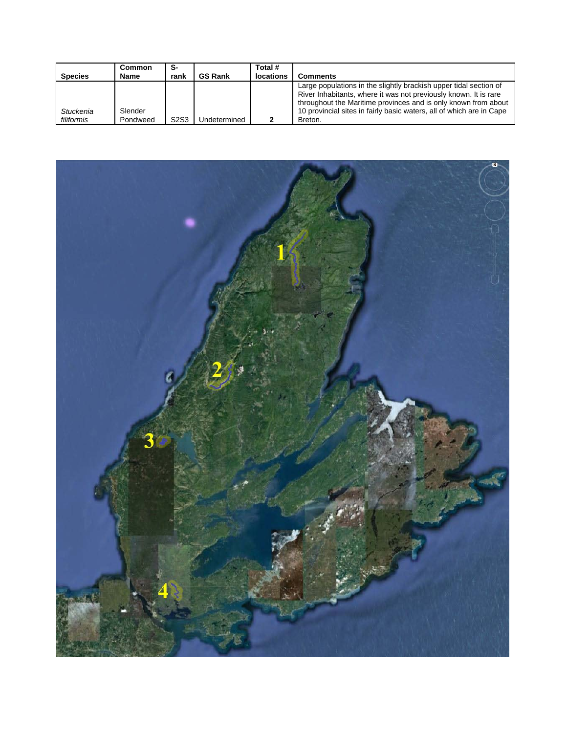| Species | Common Name | S-rank | GS Rank | Total # locations | Comments |
| --- | --- | --- | --- | --- | --- |
| *Stuckenia filiformis* | Slender Pondweed | S2S3 | Undetermined | 2 | Large populations in the slightly brackish upper tidal section of River Inhabitants, where it was not previously known. It is rare throughout the Maritime provinces and is only known from about 10 provincial sites in fairly basic waters, all of which are in Cape Breton. |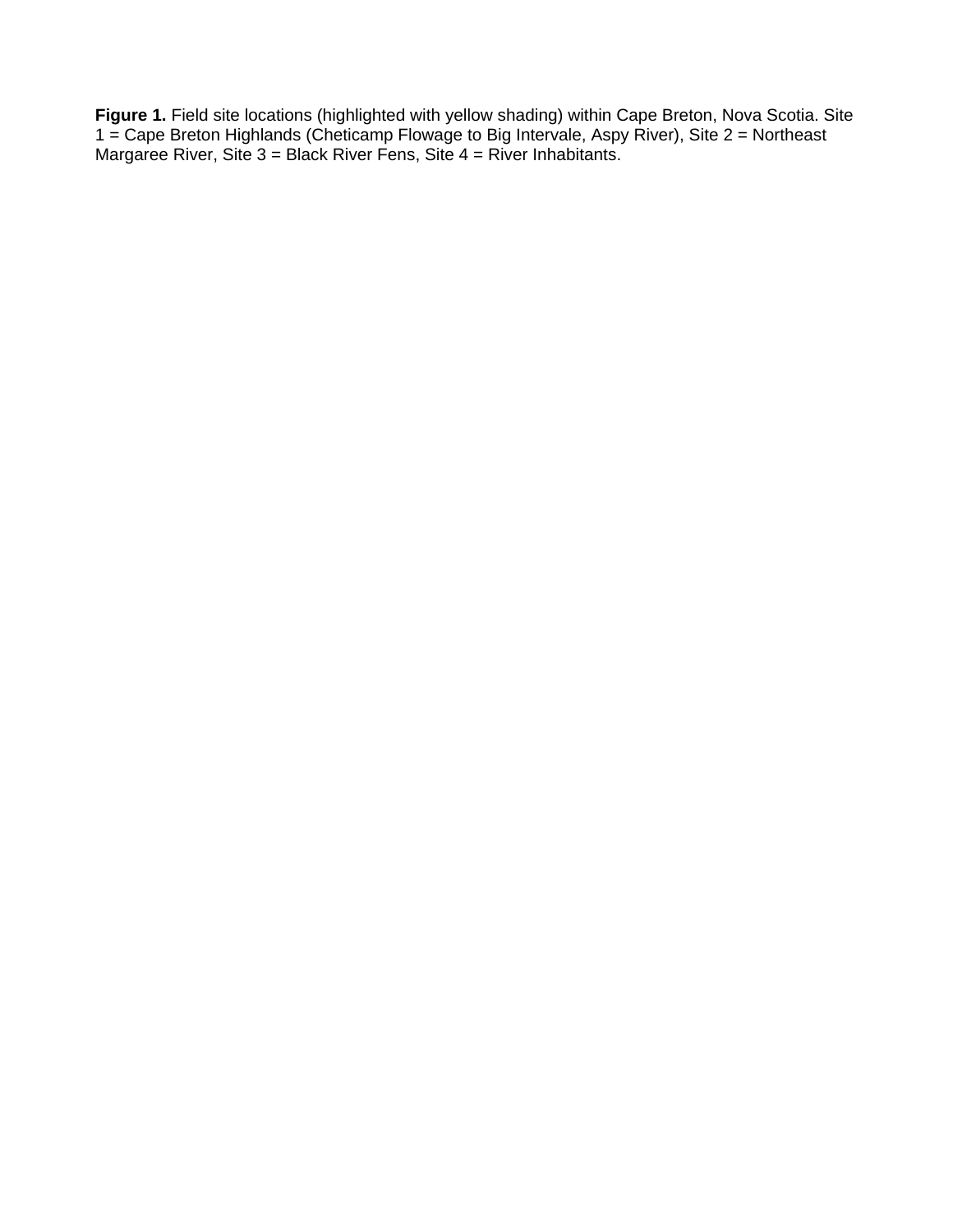**Figure 1.** Field site locations (highlighted with yellow shading) within Cape Breton, Nova Scotia. Site 1 = Cape Breton Highlands (Cheticamp Flowage to Big Intervale, Aspy River), Site 2 = Northeast Margaree River, Site 3 = Black River Fens, Site 4 = River Inhabitants.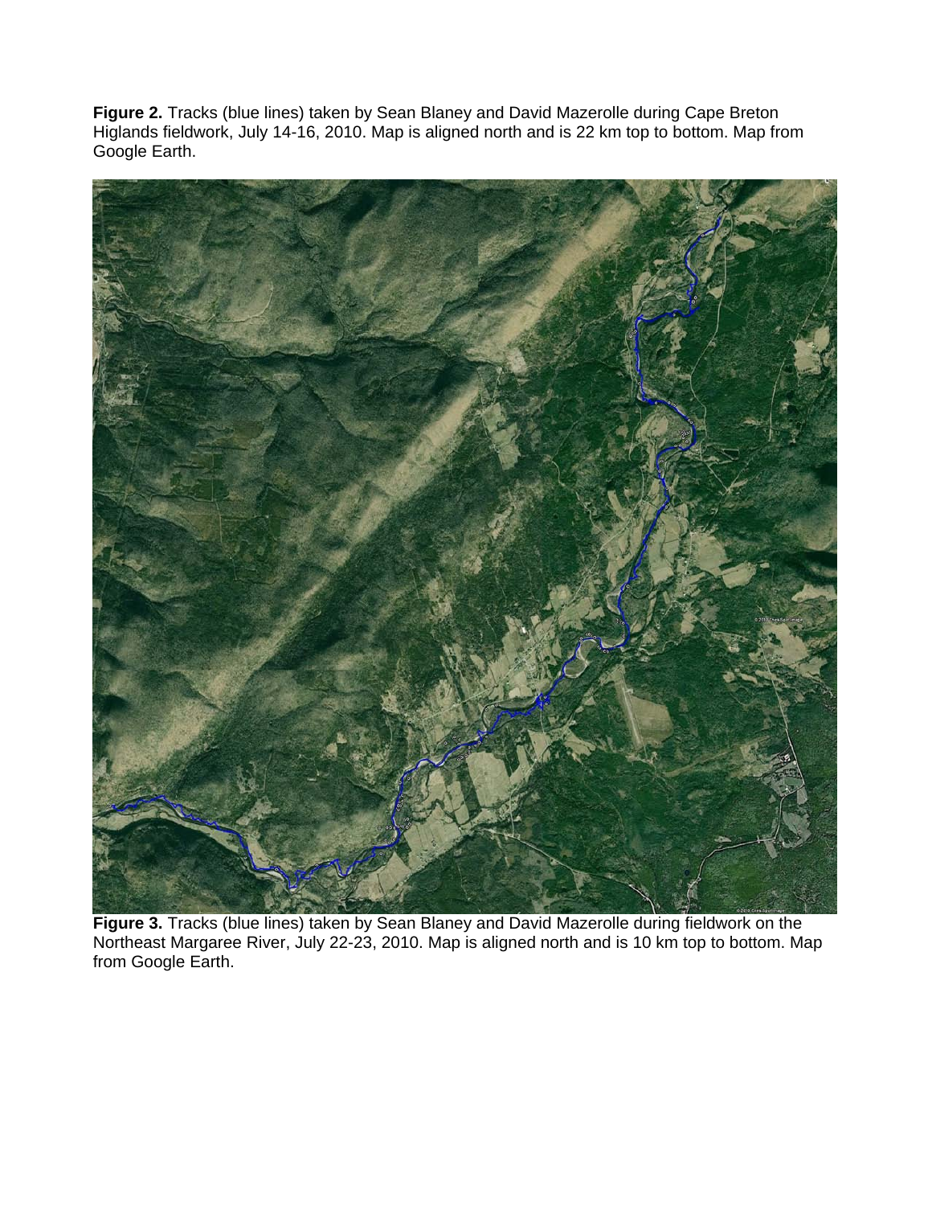**Figure 2.** Tracks (blue lines) taken by Sean Blaney and David Mazerolle during Cape Breton Higlands fieldwork, July 14-16, 2010. Map is aligned north and is 22 km top to bottom. Map from Google Earth.

**Figure 3.** Tracks (blue lines) taken by Sean Blaney and David Mazerolle during fieldwork on the Northeast Margaree River, July 22-23, 2010. Map is aligned north and is 10 km top to bottom. Map from Google Earth.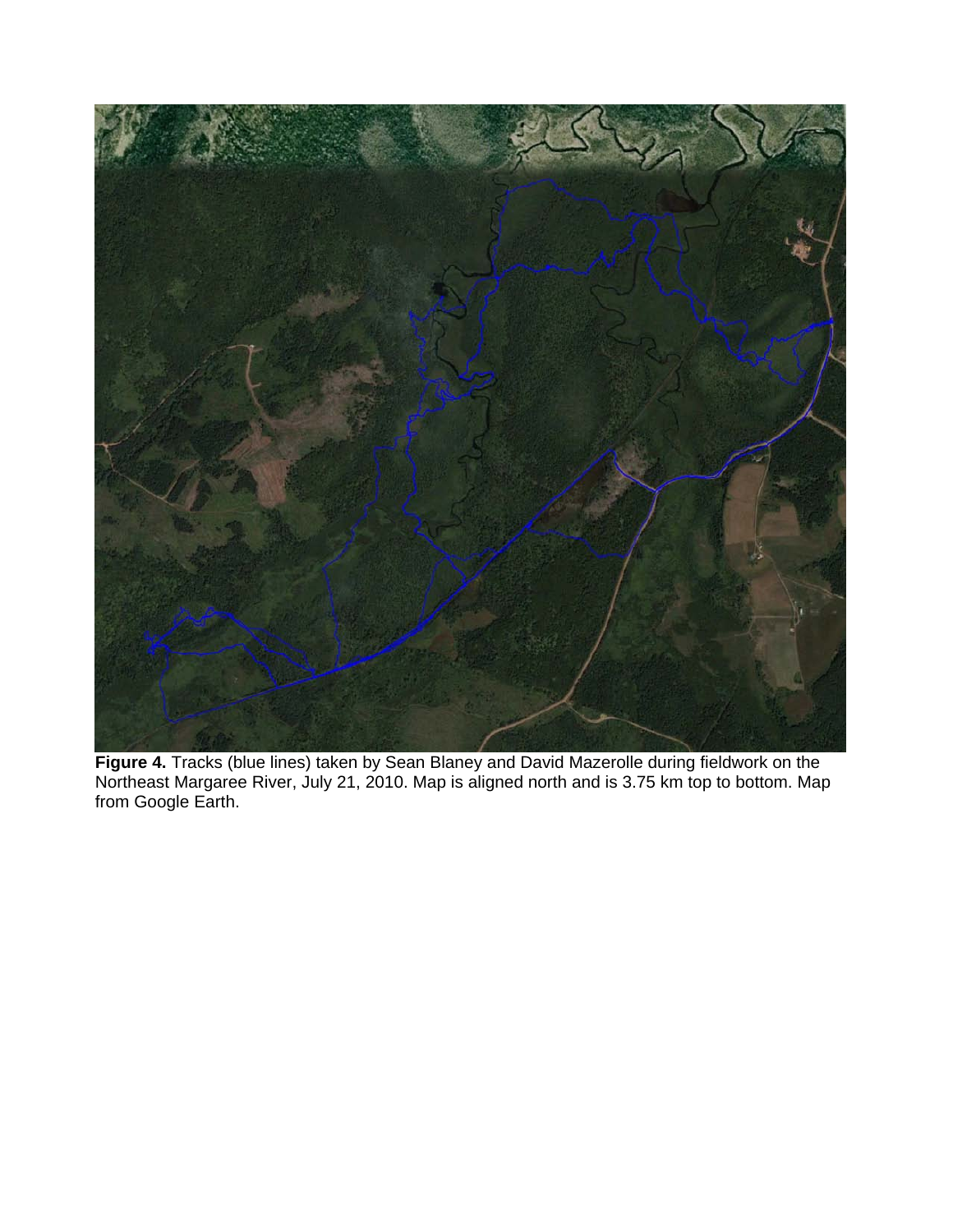**Figure 4.** Tracks (blue lines) taken by Sean Blaney and David Mazerolle during fieldwork on the Northeast Margaree River, July 21, 2010. Map is aligned north and is 3.75 km top to bottom. Map from Google Earth.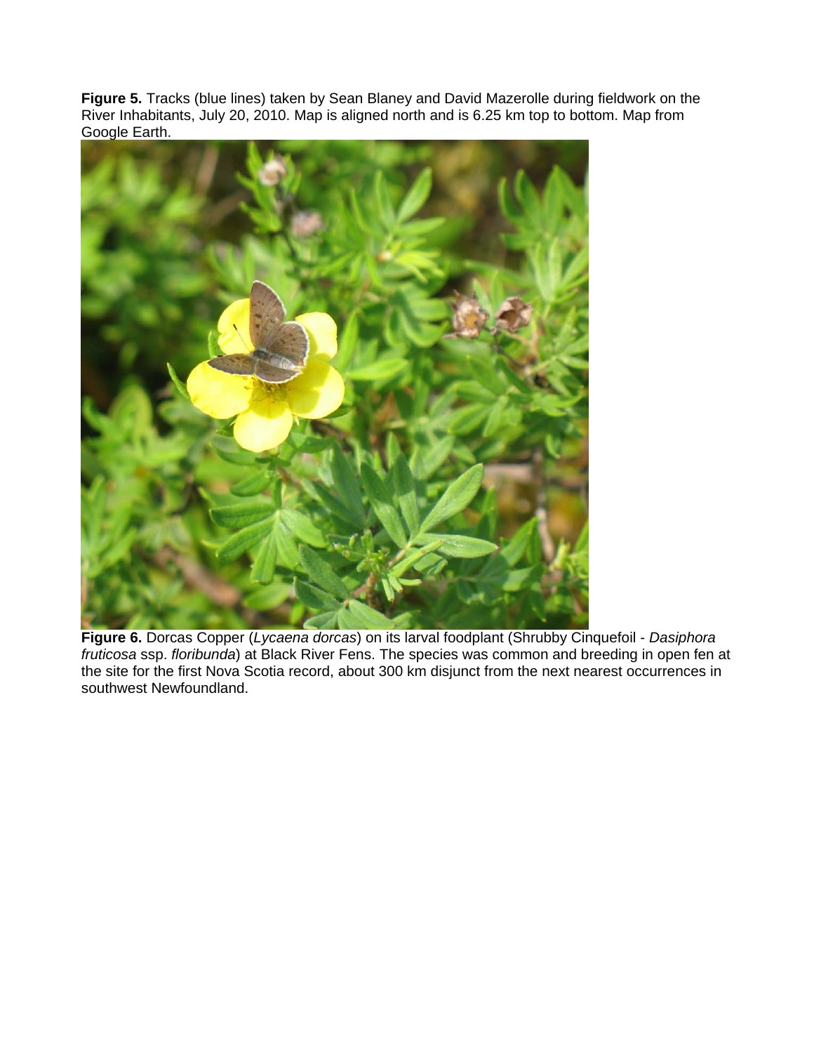**Figure 5.** Tracks (blue lines) taken by Sean Blaney and David Mazerolle during fieldwork on the River Inhabitants, July 20, 2010. Map is aligned north and is 6.25 km top to bottom. Map from Google Earth.

**Figure 6.** Dorcas Copper (*Lycaena dorcas*) on its larval foodplant (Shrubby Cinquefoil - *Dasiphora fruticosa* ssp. *floribunda*) at Black River Fens. The species was common and breeding in open fen at the site for the first Nova Scotia record, about 300 km disjunct from the next nearest occurrences in southwest Newfoundland.